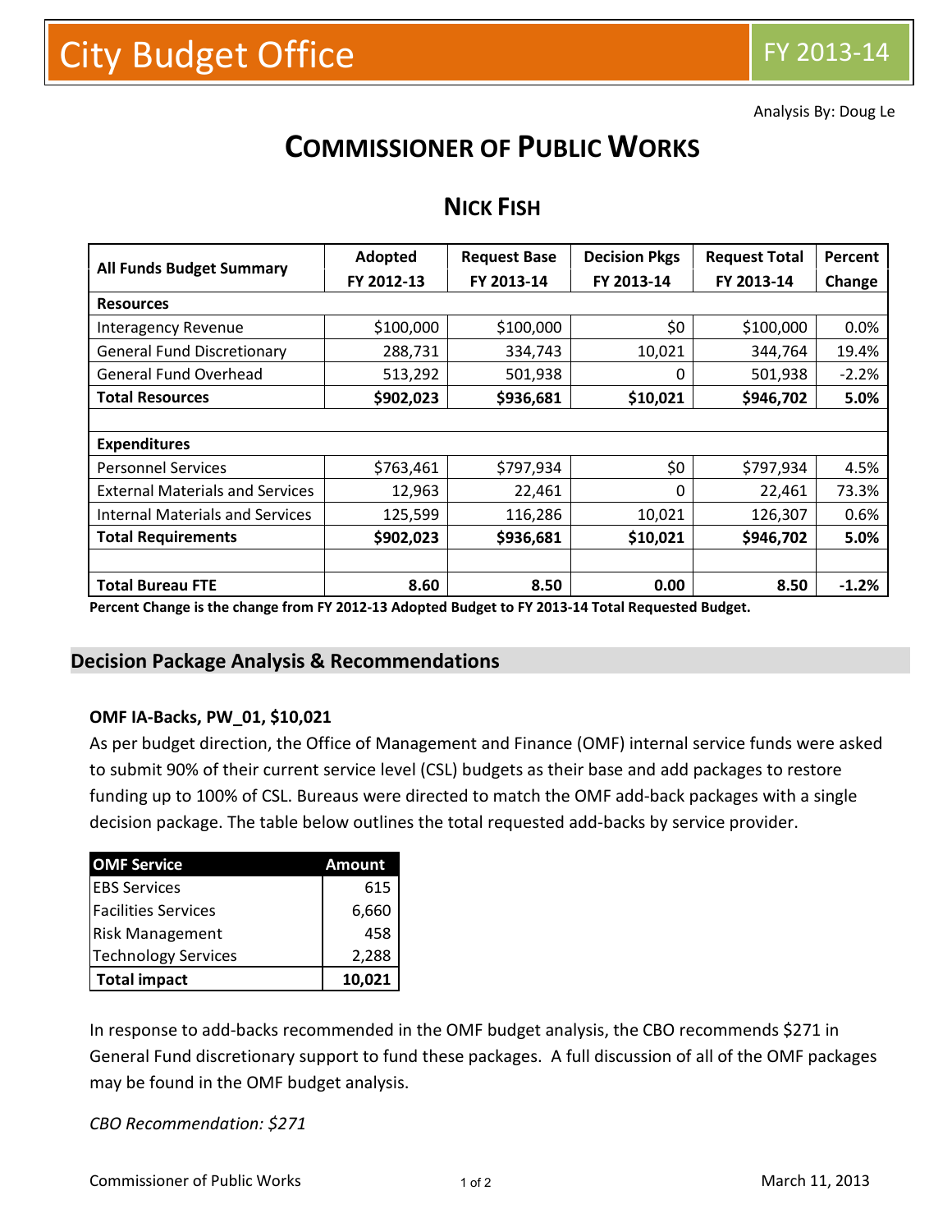# City Budget Office

FY 2013-14

Analysis By: Doug Le

# COMMISSIONER OF PUBLIC WORKS

## NICK FISH

| All Funds Budget Summary | Adopted FY 2012-13 | Request Base FY 2013-14 | Decision Pkgs FY 2013-14 | Request Total FY 2013-14 | Percent Change |
|---|---|---|---|---|---|
| **Resources** | | | | | |
| Interagency Revenue | $100,000 | $100,000 | $0 | $100,000 | 0.0% |
| General Fund Discretionary | 288,731 | 334,743 | 10,021 | 344,764 | 19.4% |
| General Fund Overhead | 513,292 | 501,938 | 0 | 501,938 | -2.2% |
| **Total Resources** | **$902,023** | **$936,681** | **$10,021** | **$946,702** | **5.0%** |
| | | | | | |
| **Expenditures** | | | | | |
| Personnel Services | $763,461 | $797,934 | $0 | $797,934 | 4.5% |
| External Materials and Services | 12,963 | 22,461 | 0 | 22,461 | 73.3% |
| Internal Materials and Services | 125,599 | 116,286 | 10,021 | 126,307 | 0.6% |
| **Total Requirements** | **$902,023** | **$936,681** | **$10,021** | **$946,702** | **5.0%** |
| | | | | | |
| **Total Bureau FTE** | **8.60** | **8.50** | **0.00** | **8.50** | **-1.2%** |

**Percent Change is the change from FY 2012-13 Adopted Budget to FY 2013-14 Total Requested Budget.**

## Decision Package Analysis & Recommendations

### OMF IA-Backs, PW_01, $10,021

As per budget direction, the Office of Management and Finance (OMF) internal service funds were asked to submit 90% of their current service level (CSL) budgets as their base and add packages to restore funding up to 100% of CSL. Bureaus were directed to match the OMF add-back packages with a single decision package. The table below outlines the total requested add-backs by service provider.

| OMF Service | Amount |
|---|---|
| EBS Services | 615 |
| Facilities Services | 6,660 |
| Risk Management | 458 |
| Technology Services | 2,288 |
| **Total impact** | **10,021** |

In response to add-backs recommended in the OMF budget analysis, the CBO recommends $271 in General Fund discretionary support to fund these packages. A full discussion of all of the OMF packages may be found in the OMF budget analysis.

*CBO Recommendation: $271*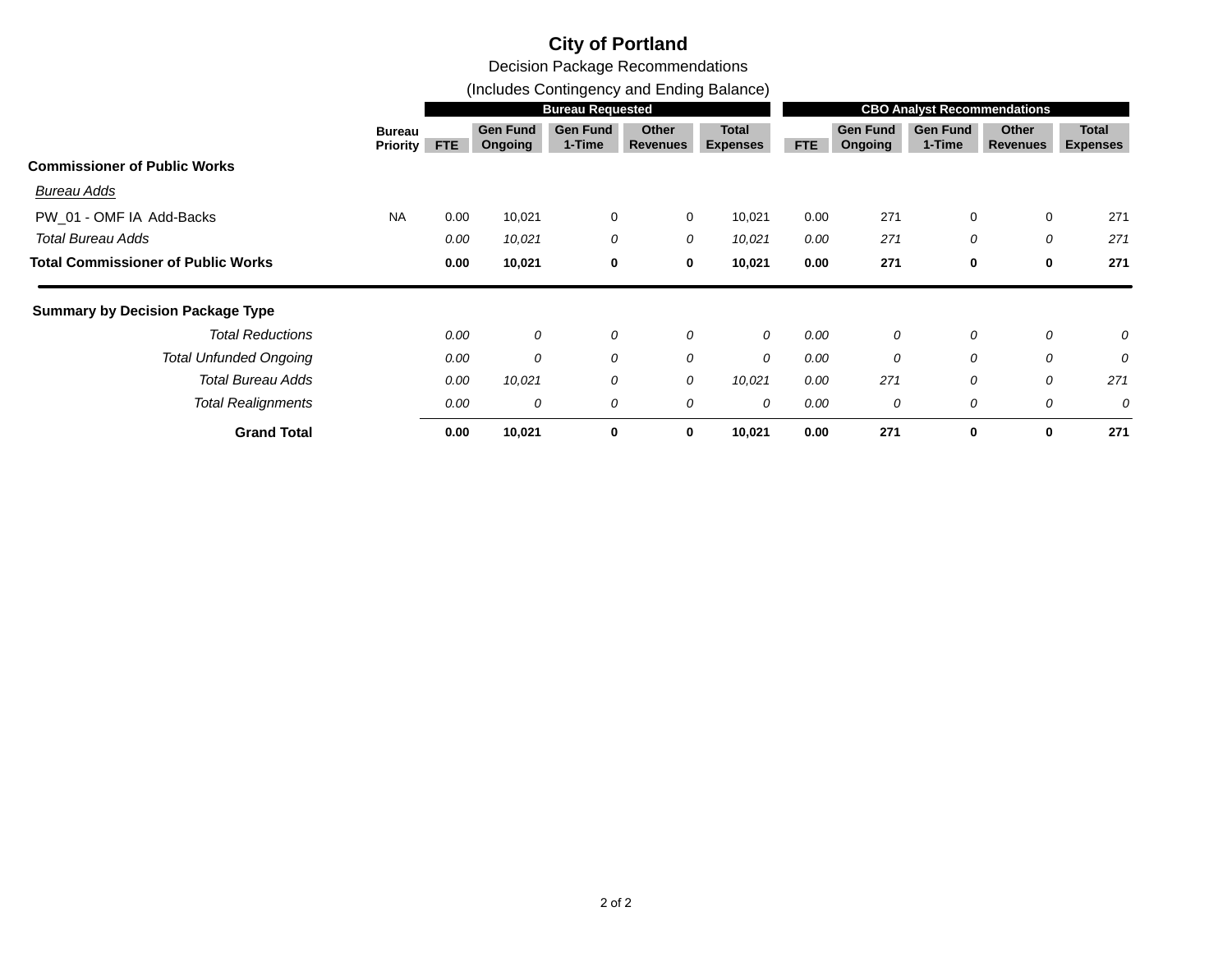# City of Portland

Decision Package Recommendations

(Includes Contingency and Ending Balance)

| | Bureau Priority | Bureau Requested | | | | | CBO Analyst Recommendations | | | | |
|---|---|---|---|---|---|---|---|---|---|---|---|
| | | FTE | Gen Fund Ongoing | Gen Fund 1-Time | Other Revenues | Total Expenses | FTE | Gen Fund Ongoing | Gen Fund 1-Time | Other Revenues | Total Expenses |
| **Commissioner of Public Works** | | | | | | | | | | | |
| *Bureau Adds* | | | | | | | | | | | |
| PW_01 - OMF IA Add-Backs | NA | 0.00 | 10,021 | 0 | 0 | 10,021 | 0.00 | 271 | 0 | 0 | 271 |
| *Total Bureau Adds* | | *0.00* | *10,021* | *0* | *0* | *10,021* | *0.00* | *271* | *0* | *0* | *271* |
| **Total Commissioner of Public Works** | | **0.00** | **10,021** | **0** | **0** | **10,021** | **0.00** | **271** | **0** | **0** | **271** |
| **Summary by Decision Package Type** | | | | | | | | | | | |
| *Total Reductions* | | *0.00* | *0* | *0* | *0* | *0* | *0.00* | *0* | *0* | *0* | *0* |
| *Total Unfunded Ongoing* | | *0.00* | *0* | *0* | *0* | *0* | *0.00* | *0* | *0* | *0* | *0* |
| *Total Bureau Adds* | | *0.00* | *10,021* | *0* | *0* | *10,021* | *0.00* | *271* | *0* | *0* | *271* |
| *Total Realignments* | | *0.00* | *0* | *0* | *0* | *0* | *0.00* | *0* | *0* | *0* | *0* |
| **Grand Total** | | **0.00** | **10,021** | **0** | **0** | **10,021** | **0.00** | **271** | **0** | **0** | **271** |